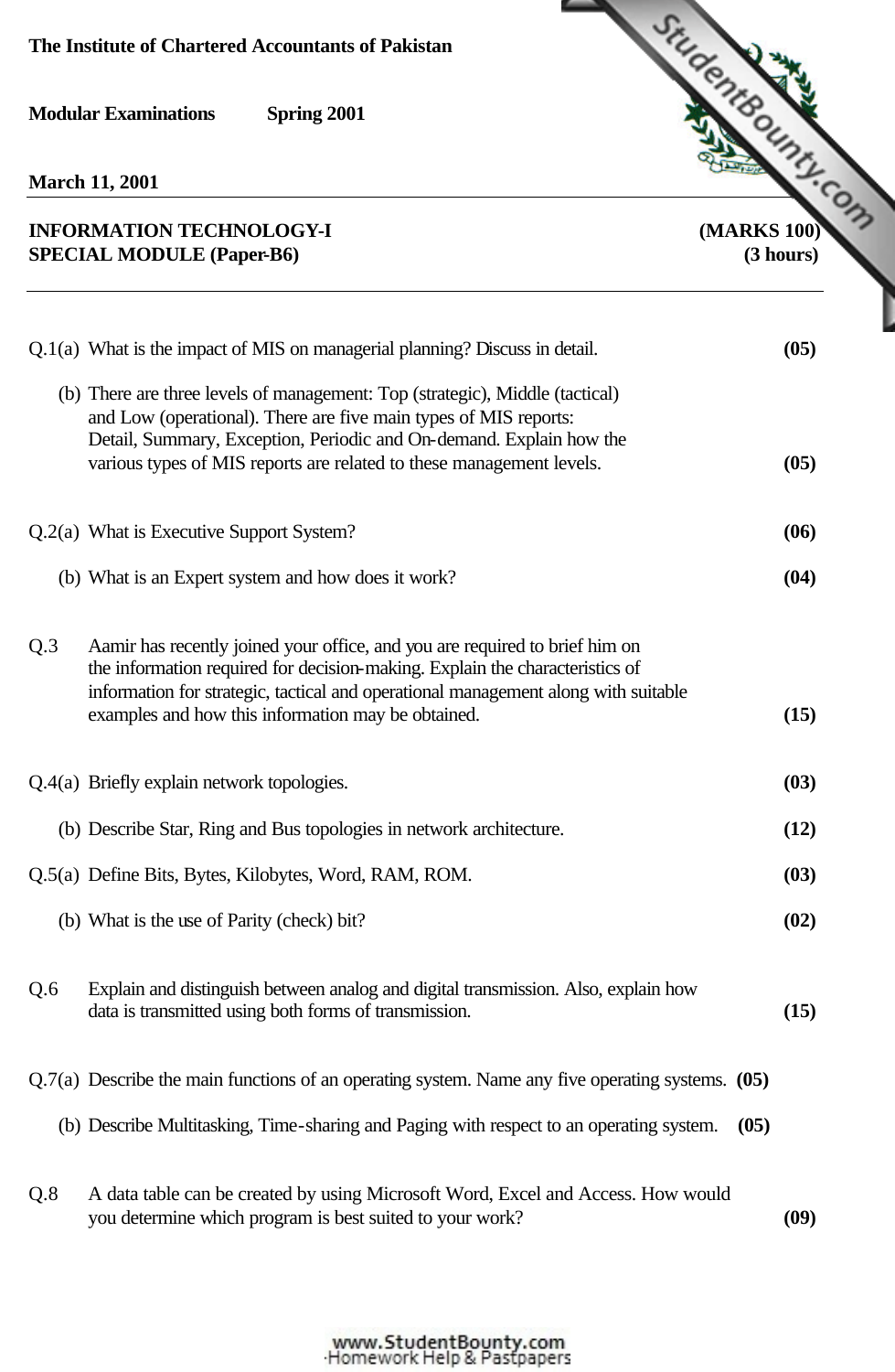**The Institute of Chartered Accountants of Pakistan**

**Modular Examinations Spring 2001**

**March 11, 2001**

**INFORMATION TECHNOLOGY-I (MARKS 100)**
**SPECIAL MODULE (Paper-B6) (3 hours)**

---

Q.1(a) What is the impact of MIS on managerial planning? Discuss in detail. **(05)**

(b) There are three levels of management: Top (strategic), Middle (tactical) and Low (operational). There are five main types of MIS reports: Detail, Summary, Exception, Periodic and On-demand. Explain how the various types of MIS reports are related to these management levels. **(05)**

Q.2(a) What is Executive Support System? **(06)**

(b) What is an Expert system and how does it work? **(04)**

Q.3 Aamir has recently joined your office, and you are required to brief him on the information required for decision-making. Explain the characteristics of information for strategic, tactical and operational management along with suitable examples and how this information may be obtained. **(15)**

Q.4(a) Briefly explain network topologies. **(03)**

(b) Describe Star, Ring and Bus topologies in network architecture. **(12)**

Q.5(a) Define Bits, Bytes, Kilobytes, Word, RAM, ROM. **(03)**

(b) What is the use of Parity (check) bit? **(02)**

Q.6 Explain and distinguish between analog and digital transmission. Also, explain how data is transmitted using both forms of transmission. **(15)**

Q.7(a) Describe the main functions of an operating system. Name any five operating systems. **(05)**

(b) Describe Multitasking, Time-sharing and Paging with respect to an operating system. **(05)**

Q.8 A data table can be created by using Microsoft Word, Excel and Access. How would you determine which program is best suited to your work? **(09)**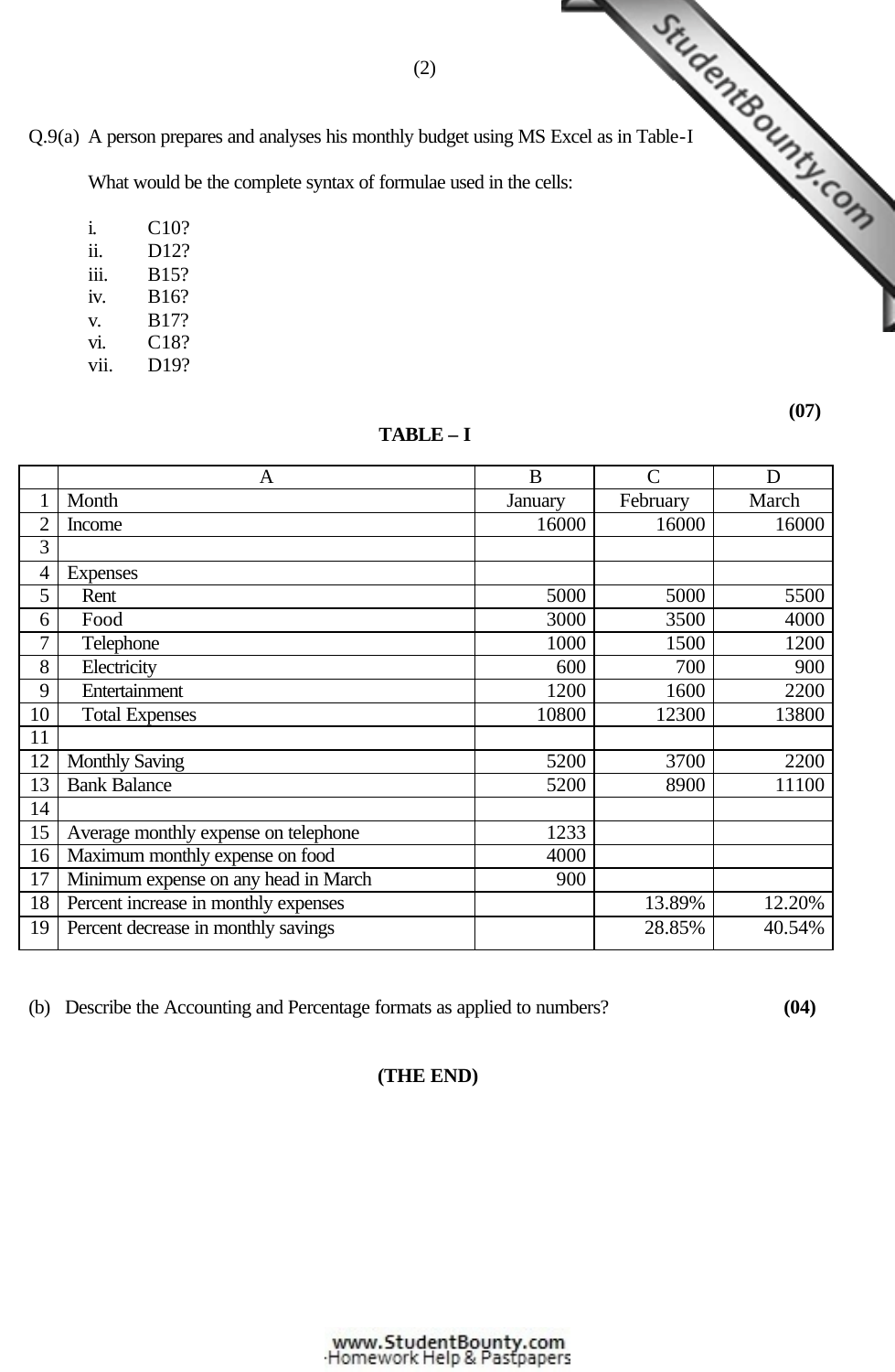Q.9(a) A person prepares and analyses his monthly budget using MS Excel as in Table-I

What would be the complete syntax of formulae used in the cells:

i. C10?
ii. D12?
iii. B15?
iv. B16?
v. B17?
vi. C18?
vii. D19?

**(07)**

**TABLE – I**

| | A | B | C | D |
|---|---|---|---|---|
| 1 | Month | January | February | March |
| 2 | Income | 16000 | 16000 | 16000 |
| 3 | | | | |
| 4 | Expenses | | | |
| 5 | Rent | 5000 | 5000 | 5500 |
| 6 | Food | 3000 | 3500 | 4000 |
| 7 | Telephone | 1000 | 1500 | 1200 |
| 8 | Electricity | 600 | 700 | 900 |
| 9 | Entertainment | 1200 | 1600 | 2200 |
| 10 | Total Expenses | 10800 | 12300 | 13800 |
| 11 | | | | |
| 12 | Monthly Saving | 5200 | 3700 | 2200 |
| 13 | Bank Balance | 5200 | 8900 | 11100 |
| 14 | | | | |
| 15 | Average monthly expense on telephone | 1233 | | |
| 16 | Maximum monthly expense on food | 4000 | | |
| 17 | Minimum expense on any head in March | 900 | | |
| 18 | Percent increase in monthly expenses | | 13.89% | 12.20% |
| 19 | Percent decrease in monthly savings | | 28.85% | 40.54% |

(b) Describe the Accounting and Percentage formats as applied to numbers? **(04)**

**(THE END)**